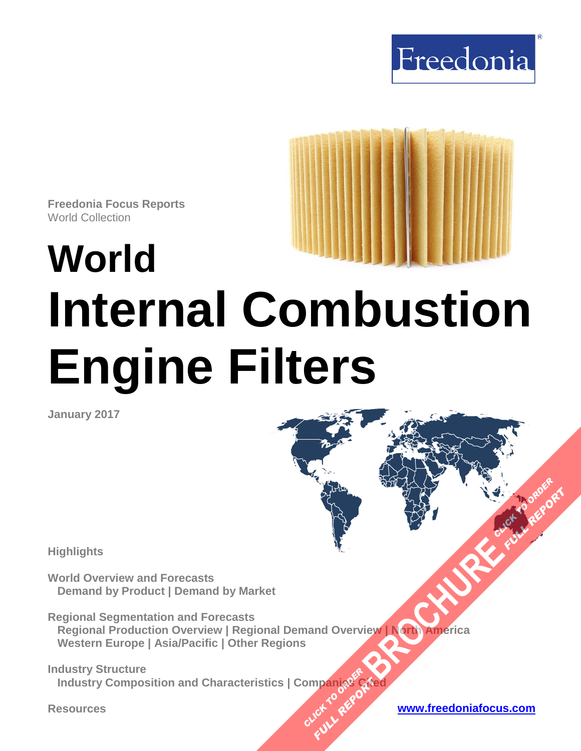Freedonia

Freedonia Focus Reports
World Collection

# World Internal Combustion Engine Filters

January 2017

**Highlights**

**World Overview and Forecasts**
Demand by Product | Demand by Market

**Regional Segmentation and Forecasts**
Regional Production Overview | Regional Demand Overview | North America
Western Europe | Asia/Pacific | Other Regions

**Industry Structure**
Industry Composition and Characteristics | Companies Cited

**Resources**

www.freedoniafocus.com

CLICK TO ORDER FULL REPORT BROCHURE CLICK TO ORDER FULL REPORT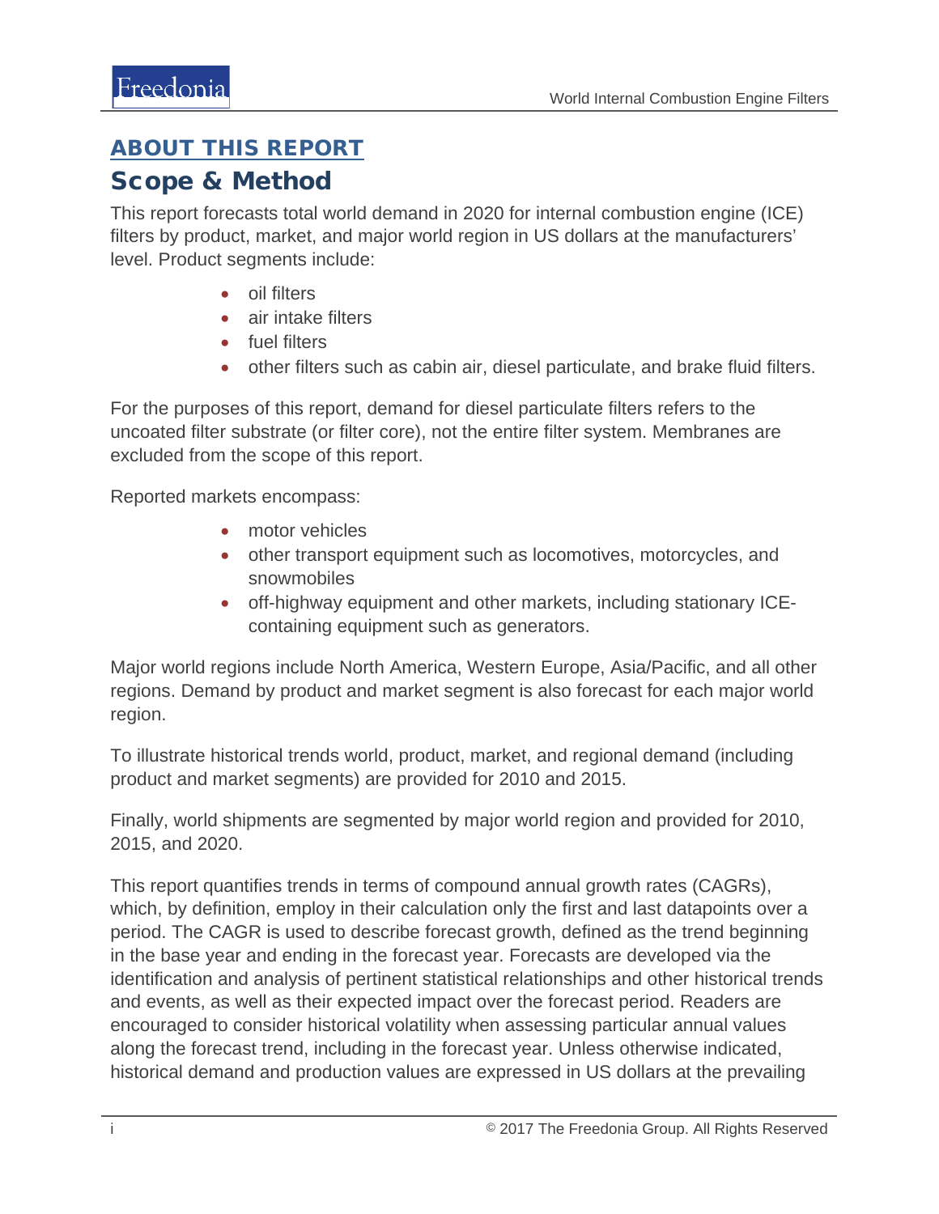## ABOUT THIS REPORT

# Scope & Method

This report forecasts total world demand in 2020 for internal combustion engine (ICE) filters by product, market, and major world region in US dollars at the manufacturers' level. Product segments include:

- oil filters
- air intake filters
- fuel filters
- other filters such as cabin air, diesel particulate, and brake fluid filters.

For the purposes of this report, demand for diesel particulate filters refers to the uncoated filter substrate (or filter core), not the entire filter system. Membranes are excluded from the scope of this report.

Reported markets encompass:

- motor vehicles
- other transport equipment such as locomotives, motorcycles, and snowmobiles
- off-highway equipment and other markets, including stationary ICE-containing equipment such as generators.

Major world regions include North America, Western Europe, Asia/Pacific, and all other regions. Demand by product and market segment is also forecast for each major world region.

To illustrate historical trends world, product, market, and regional demand (including product and market segments) are provided for 2010 and 2015.

Finally, world shipments are segmented by major world region and provided for 2010, 2015, and 2020.

This report quantifies trends in terms of compound annual growth rates (CAGRs), which, by definition, employ in their calculation only the first and last datapoints over a period. The CAGR is used to describe forecast growth, defined as the trend beginning in the base year and ending in the forecast year. Forecasts are developed via the identification and analysis of pertinent statistical relationships and other historical trends and events, as well as their expected impact over the forecast period. Readers are encouraged to consider historical volatility when assessing particular annual values along the forecast trend, including in the forecast year. Unless otherwise indicated, historical demand and production values are expressed in US dollars at the prevailing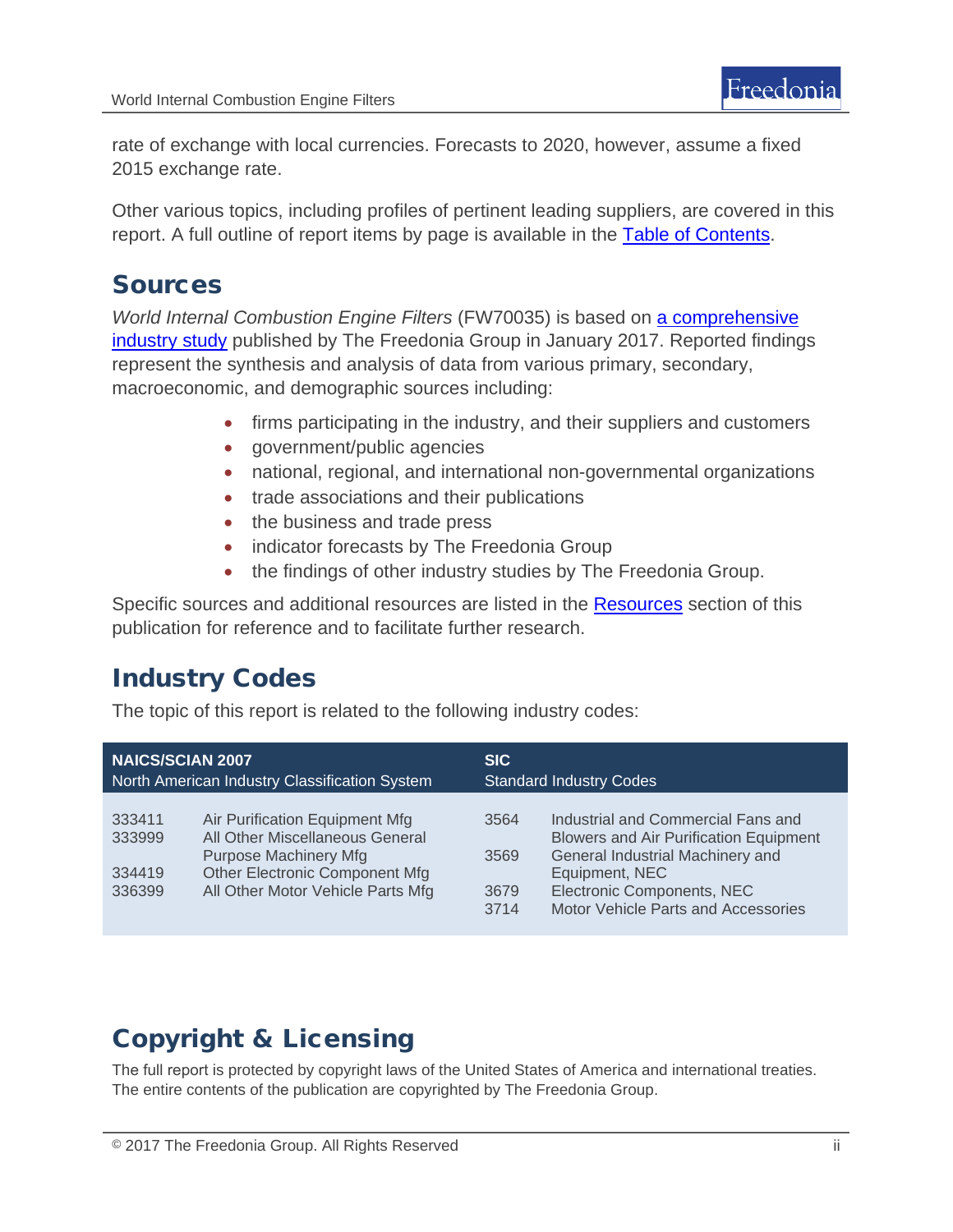rate of exchange with local currencies. Forecasts to 2020, however, assume a fixed 2015 exchange rate.

Other various topics, including profiles of pertinent leading suppliers, are covered in this report. A full outline of report items by page is available in the Table of Contents.

## Sources

*World Internal Combustion Engine Filters* (FW70035) is based on a comprehensive industry study published by The Freedonia Group in January 2017. Reported findings represent the synthesis and analysis of data from various primary, secondary, macroeconomic, and demographic sources including:

- firms participating in the industry, and their suppliers and customers
- government/public agencies
- national, regional, and international non-governmental organizations
- trade associations and their publications
- the business and trade press
- indicator forecasts by The Freedonia Group
- the findings of other industry studies by The Freedonia Group.

Specific sources and additional resources are listed in the Resources section of this publication for reference and to facilitate further research.

## Industry Codes

The topic of this report is related to the following industry codes:

| NAICS/SCIAN 2007 North American Industry Classification System | | SIC Standard Industry Codes | |
|---|---|---|---|
| 333411 | Air Purification Equipment Mfg | 3564 | Industrial and Commercial Fans and Blowers and Air Purification Equipment |
| 333999 | All Other Miscellaneous General Purpose Machinery Mfg | 3569 | General Industrial Machinery and Equipment, NEC |
| 334419 | Other Electronic Component Mfg | 3679 | Electronic Components, NEC |
| 336399 | All Other Motor Vehicle Parts Mfg | 3714 | Motor Vehicle Parts and Accessories |

## Copyright & Licensing

The full report is protected by copyright laws of the United States of America and international treaties. The entire contents of the publication are copyrighted by The Freedonia Group.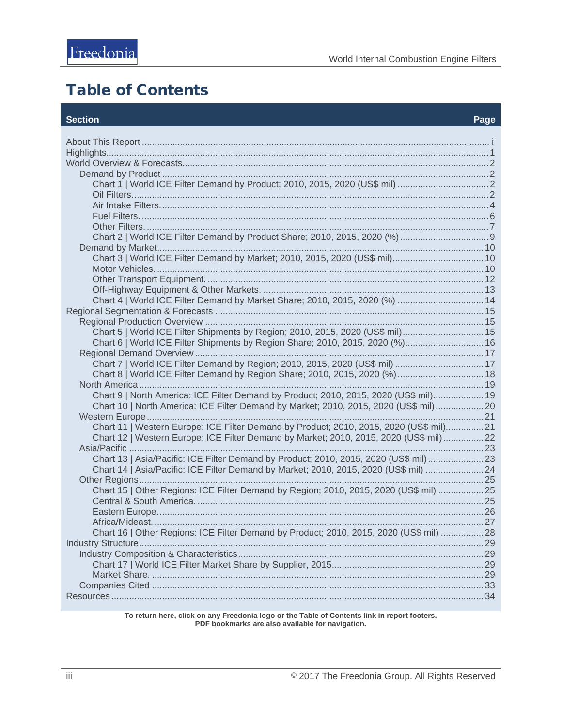# Table of Contents

| Section | Page |
|---|---|
| About This Report | i |
| Highlights | 1 |
| World Overview & Forecasts | 2 |
| Demand by Product | 2 |
| Chart 1 \| World ICE Filter Demand by Product; 2010, 2015, 2020 (US$ mil) | 2 |
| Oil Filters | 2 |
| Air Intake Filters | 4 |
| Fuel Filters | 6 |
| Other Filters | 7 |
| Chart 2 \| World ICE Filter Demand by Product Share; 2010, 2015, 2020 (%) | 9 |
| Demand by Market | 10 |
| Chart 3 \| World ICE Filter Demand by Market; 2010, 2015, 2020 (US$ mil) | 10 |
| Motor Vehicles | 10 |
| Other Transport Equipment | 12 |
| Off-Highway Equipment & Other Markets | 13 |
| Chart 4 \| World ICE Filter Demand by Market Share; 2010, 2015, 2020 (%) | 14 |
| Regional Segmentation & Forecasts | 15 |
| Regional Production Overview | 15 |
| Chart 5 \| World ICE Filter Shipments by Region; 2010, 2015, 2020 (US$ mil) | 15 |
| Chart 6 \| World ICE Filter Shipments by Region Share; 2010, 2015, 2020 (%) | 16 |
| Regional Demand Overview | 17 |
| Chart 7 \| World ICE Filter Demand by Region; 2010, 2015, 2020 (US$ mil) | 17 |
| Chart 8 \| World ICE Filter Demand by Region Share; 2010, 2015, 2020 (%) | 18 |
| North America | 19 |
| Chart 9 \| North America: ICE Filter Demand by Product; 2010, 2015, 2020 (US$ mil) | 19 |
| Chart 10 \| North America: ICE Filter Demand by Market; 2010, 2015, 2020 (US$ mil) | 20 |
| Western Europe | 21 |
| Chart 11 \| Western Europe: ICE Filter Demand by Product; 2010, 2015, 2020 (US$ mil) | 21 |
| Chart 12 \| Western Europe: ICE Filter Demand by Market; 2010, 2015, 2020 (US$ mil) | 22 |
| Asia/Pacific | 23 |
| Chart 13 \| Asia/Pacific: ICE Filter Demand by Product; 2010, 2015, 2020 (US$ mil) | 23 |
| Chart 14 \| Asia/Pacific: ICE Filter Demand by Market; 2010, 2015, 2020 (US$ mil) | 24 |
| Other Regions | 25 |
| Chart 15 \| Other Regions: ICE Filter Demand by Region; 2010, 2015, 2020 (US$ mil) | 25 |
| Central & South America | 25 |
| Eastern Europe | 26 |
| Africa/Mideast | 27 |
| Chart 16 \| Other Regions: ICE Filter Demand by Product; 2010, 2015, 2020 (US$ mil) | 28 |
| Industry Structure | 29 |
| Industry Composition & Characteristics | 29 |
| Chart 17 \| World ICE Filter Market Share by Supplier, 2015 | 29 |
| Market Share | 29 |
| Companies Cited | 33 |
| Resources | 34 |

**To return here, click on any Freedonia logo or the Table of Contents link in report footers.**
**PDF bookmarks are also available for navigation.**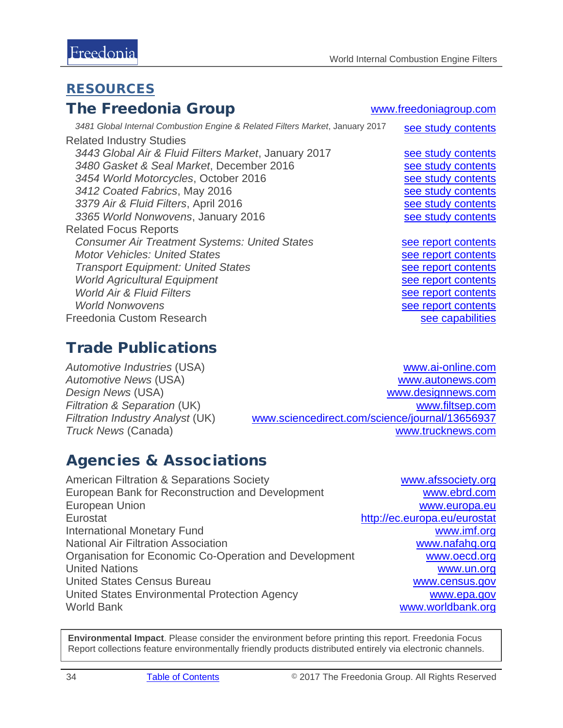## RESOURCES

## The Freedonia Group

www.freedoniagroup.com

*3481 Global Internal Combustion Engine & Related Filters Market*, January 2017 — see study contents

Related Industry Studies

- *3443 Global Air & Fluid Filters Market*, January 2017 — see study contents
- *3480 Gasket & Seal Market*, December 2016 — see study contents
- *3454 World Motorcycles*, October 2016 — see study contents
- *3412 Coated Fabrics*, May 2016 — see study contents
- *3379 Air & Fluid Filters*, April 2016 — see study contents
- *3365 World Nonwovens*, January 2016 — see study contents

Related Focus Reports

- *Consumer Air Treatment Systems: United States* — see report contents
- *Motor Vehicles: United States* — see report contents
- *Transport Equipment: United States* — see report contents
- *World Agricultural Equipment* — see report contents
- *World Air & Fluid Filters* — see report contents
- *World Nonwovens* — see report contents

Freedonia Custom Research — see capabilities

## Trade Publications

*Automotive Industries* (USA) — www.ai-online.com
*Automotive News* (USA) — www.autonews.com
*Design News* (USA) — www.designnews.com
*Filtration & Separation* (UK) — www.filtsep.com
*Filtration Industry Analyst* (UK) — www.sciencedirect.com/science/journal/13656937
*Truck News* (Canada) — www.trucknews.com

## Agencies & Associations

American Filtration & Separations Society — www.afssociety.org
European Bank for Reconstruction and Development — www.ebrd.com
European Union — www.europa.eu
Eurostat — http://ec.europa.eu/eurostat
International Monetary Fund — www.imf.org
National Air Filtration Association — www.nafahq.org
Organisation for Economic Co-Operation and Development — www.oecd.org
United Nations — www.un.org
United States Census Bureau — www.census.gov
United States Environmental Protection Agency — www.epa.gov
World Bank — www.worldbank.org

**Environmental Impact**. Please consider the environment before printing this report. Freedonia Focus Report collections feature environmentally friendly products distributed entirely via electronic channels.